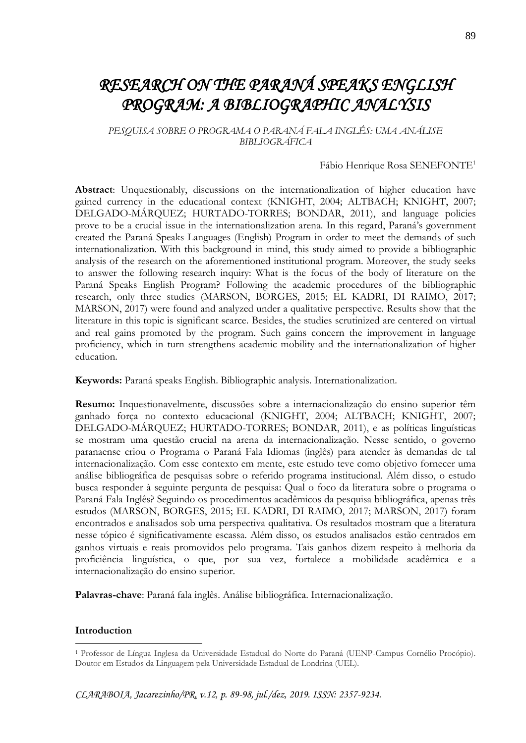# *RESEARCH ON THE PARANÁ SPEAKS ENGLISH PROGRAM: A BIBLIOGRAPHIC ANALYSIS*

*PESQUISA SOBRE O PROGRAMA O PARANÁ FALA INGLÊS: UMA ANÁLISE BIBLIOGRÁFICA*

Fábio Henrique Rosa SENEFONTE[1]

**Abstract**: Unquestionably, discussions on the internationalization of higher education have gained currency in the educational context (KNIGHT, 2004; ALTBACH; KNIGHT, 2007; DELGADO-MÁRQUEZ; HURTADO-TORRES; BONDAR, 2011), and language policies prove to be a crucial issue in the internationalization arena. In this regard, Paraná's government created the Paraná Speaks Languages (English) Program in order to meet the demands of such internationalization. With this background in mind, this study aimed to provide a bibliographic analysis of the research on the aforementioned institutional program. Moreover, the study seeks to answer the following research inquiry: What is the focus of the body of literature on the Paraná Speaks English Program? Following the academic procedures of the bibliographic research, only three studies (MARSON, BORGES, 2015; EL KADRI, DI RAIMO, 2017; MARSON, 2017) were found and analyzed under a qualitative perspective. Results show that the literature in this topic is significant scarce. Besides, the studies scrutinized are centered on virtual and real gains promoted by the program. Such gains concern the improvement in language proficiency, which in turn strengthens academic mobility and the internationalization of higher education.

**Keywords:** Paraná speaks English. Bibliographic analysis. Internationalization.

**Resumo:** Inquestionavelmente, discussões sobre a internacionalização do ensino superior têm ganhado força no contexto educacional (KNIGHT, 2004; ALTBACH; KNIGHT, 2007; DELGADO-MÁRQUEZ; HURTADO-TORRES; BONDAR, 2011), e as políticas linguísticas se mostram uma questão crucial na arena da internacionalização. Nesse sentido, o governo paranaense criou o Programa o Paraná Fala Idiomas (inglês) para atender às demandas de tal internacionalização. Com esse contexto em mente, este estudo teve como objetivo fornecer uma análise bibliográfica de pesquisas sobre o referido programa institucional. Além disso, o estudo busca responder à seguinte pergunta de pesquisa: Qual o foco da literatura sobre o programa o Paraná Fala Inglês? Seguindo os procedimentos acadêmicos da pesquisa bibliográfica, apenas três estudos (MARSON, BORGES, 2015; EL KADRI, DI RAIMO, 2017; MARSON, 2017) foram encontrados e analisados sob uma perspectiva qualitativa. Os resultados mostram que a literatura nesse tópico é significativamente escassa. Além disso, os estudos analisados estão centrados em ganhos virtuais e reais promovidos pelo programa. Tais ganhos dizem respeito à melhoria da proficiência linguística, o que, por sua vez, fortalece a mobilidade acadêmica e a internacionalização do ensino superior.

**Palavras-chave**: Paraná fala inglês. Análise bibliográfica. Internacionalização.

## Introduction

[1] Professor de Língua Inglesa da Universidade Estadual do Norte do Paraná (UENP-Campus Cornélio Procópio). Doutor em Estudos da Linguagem pela Universidade Estadual de Londrina (UEL).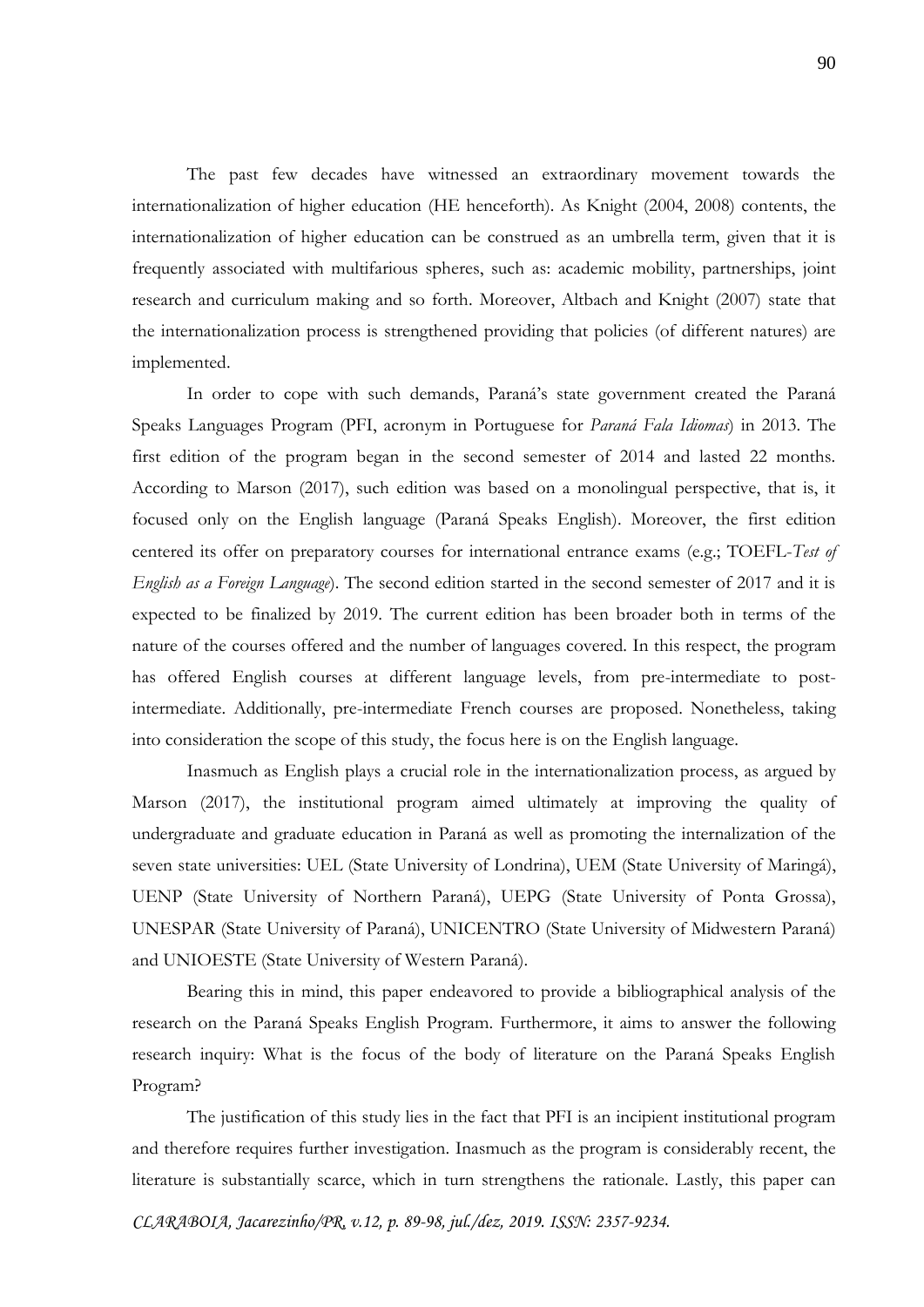The past few decades have witnessed an extraordinary movement towards the internationalization of higher education (HE henceforth). As Knight (2004, 2008) contents, the internationalization of higher education can be construed as an umbrella term, given that it is frequently associated with multifarious spheres, such as: academic mobility, partnerships, joint research and curriculum making and so forth. Moreover, Altbach and Knight (2007) state that the internationalization process is strengthened providing that policies (of different natures) are implemented.

In order to cope with such demands, Paraná's state government created the Paraná Speaks Languages Program (PFI, acronym in Portuguese for *Paraná Fala Idiomas*) in 2013. The first edition of the program began in the second semester of 2014 and lasted 22 months. According to Marson (2017), such edition was based on a monolingual perspective, that is, it focused only on the English language (Paraná Speaks English). Moreover, the first edition centered its offer on preparatory courses for international entrance exams (e.g.; TOEFL-*Test of English as a Foreign Language*). The second edition started in the second semester of 2017 and it is expected to be finalized by 2019. The current edition has been broader both in terms of the nature of the courses offered and the number of languages covered. In this respect, the program has offered English courses at different language levels, from pre-intermediate to post-intermediate. Additionally, pre-intermediate French courses are proposed. Nonetheless, taking into consideration the scope of this study, the focus here is on the English language.

Inasmuch as English plays a crucial role in the internationalization process, as argued by Marson (2017), the institutional program aimed ultimately at improving the quality of undergraduate and graduate education in Paraná as well as promoting the internalization of the seven state universities: UEL (State University of Londrina), UEM (State University of Maringá), UENP (State University of Northern Paraná), UEPG (State University of Ponta Grossa), UNESPAR (State University of Paraná), UNICENTRO (State University of Midwestern Paraná) and UNIOESTE (State University of Western Paraná).

Bearing this in mind, this paper endeavored to provide a bibliographical analysis of the research on the Paraná Speaks English Program. Furthermore, it aims to answer the following research inquiry: What is the focus of the body of literature on the Paraná Speaks English Program?

The justification of this study lies in the fact that PFI is an incipient institutional program and therefore requires further investigation. Inasmuch as the program is considerably recent, the literature is substantially scarce, which in turn strengthens the rationale. Lastly, this paper can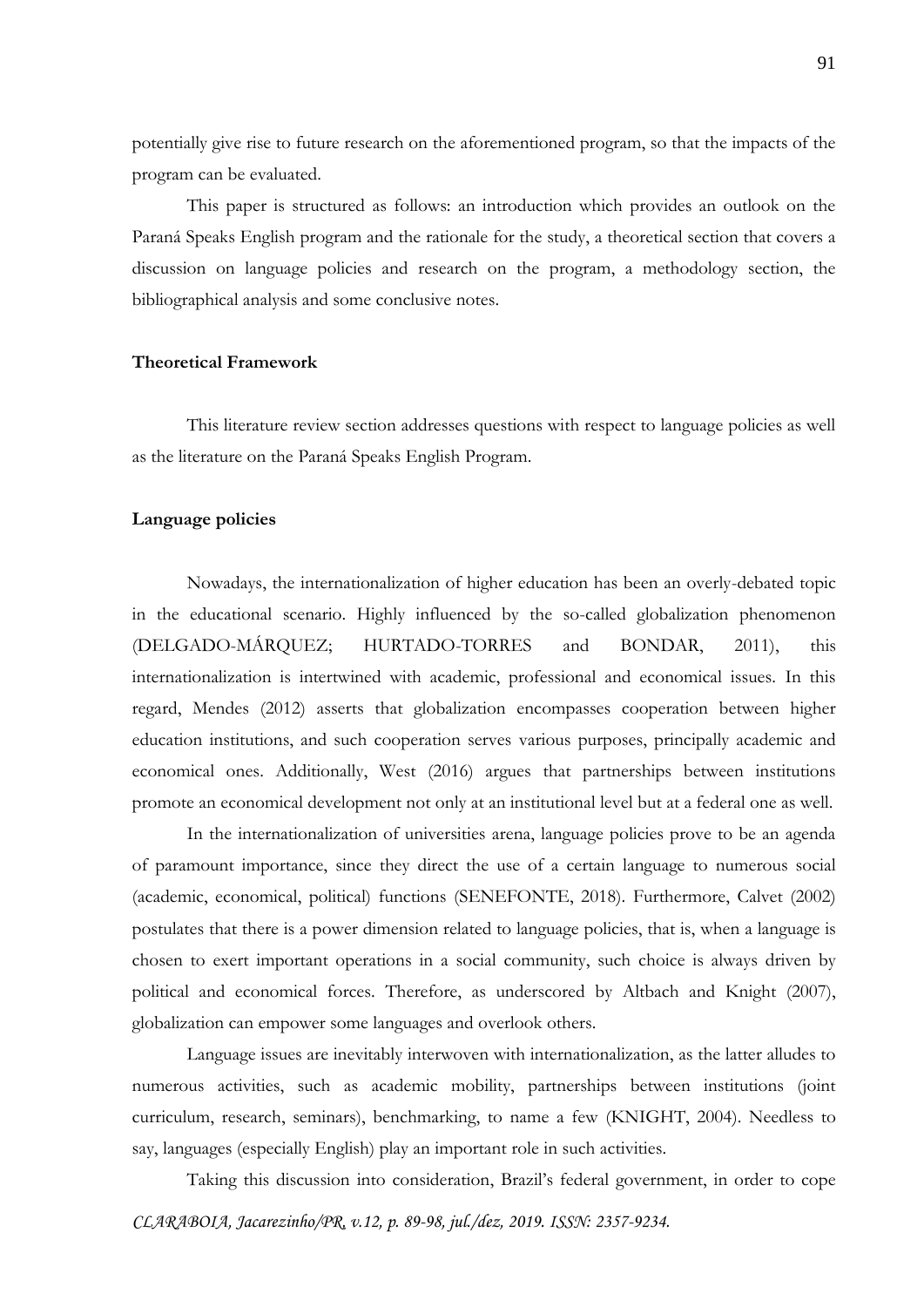potentially give rise to future research on the aforementioned program, so that the impacts of the program can be evaluated.

This paper is structured as follows: an introduction which provides an outlook on the Paraná Speaks English program and the rationale for the study, a theoretical section that covers a discussion on language policies and research on the program, a methodology section, the bibliographical analysis and some conclusive notes.

## Theoretical Framework

This literature review section addresses questions with respect to language policies as well as the literature on the Paraná Speaks English Program.

### Language policies

Nowadays, the internationalization of higher education has been an overly-debated topic in the educational scenario. Highly influenced by the so-called globalization phenomenon (DELGADO-MÁRQUEZ; HURTADO-TORRES and BONDAR, 2011), this internationalization is intertwined with academic, professional and economical issues. In this regard, Mendes (2012) asserts that globalization encompasses cooperation between higher education institutions, and such cooperation serves various purposes, principally academic and economical ones. Additionally, West (2016) argues that partnerships between institutions promote an economical development not only at an institutional level but at a federal one as well.

In the internationalization of universities arena, language policies prove to be an agenda of paramount importance, since they direct the use of a certain language to numerous social (academic, economical, political) functions (SENEFONTE, 2018). Furthermore, Calvet (2002) postulates that there is a power dimension related to language policies, that is, when a language is chosen to exert important operations in a social community, such choice is always driven by political and economical forces. Therefore, as underscored by Altbach and Knight (2007), globalization can empower some languages and overlook others.

Language issues are inevitably interwoven with internationalization, as the latter alludes to numerous activities, such as academic mobility, partnerships between institutions (joint curriculum, research, seminars), benchmarking, to name a few (KNIGHT, 2004). Needless to say, languages (especially English) play an important role in such activities.

Taking this discussion into consideration, Brazil's federal government, in order to cope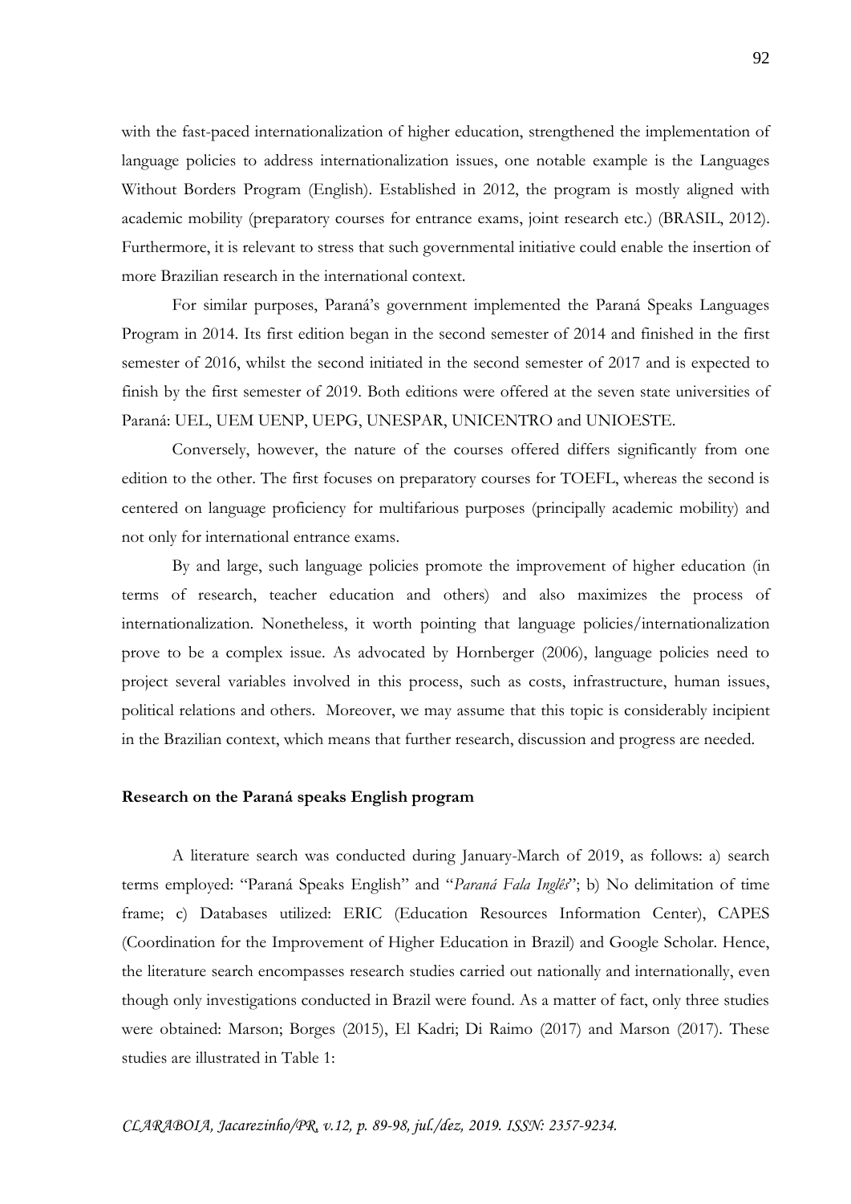with the fast-paced internationalization of higher education, strengthened the implementation of language policies to address internationalization issues, one notable example is the Languages Without Borders Program (English). Established in 2012, the program is mostly aligned with academic mobility (preparatory courses for entrance exams, joint research etc.) (BRASIL, 2012). Furthermore, it is relevant to stress that such governmental initiative could enable the insertion of more Brazilian research in the international context.

For similar purposes, Paraná's government implemented the Paraná Speaks Languages Program in 2014. Its first edition began in the second semester of 2014 and finished in the first semester of 2016, whilst the second initiated in the second semester of 2017 and is expected to finish by the first semester of 2019. Both editions were offered at the seven state universities of Paraná: UEL, UEM UENP, UEPG, UNESPAR, UNICENTRO and UNIOESTE.

Conversely, however, the nature of the courses offered differs significantly from one edition to the other. The first focuses on preparatory courses for TOEFL, whereas the second is centered on language proficiency for multifarious purposes (principally academic mobility) and not only for international entrance exams.

By and large, such language policies promote the improvement of higher education (in terms of research, teacher education and others) and also maximizes the process of internationalization. Nonetheless, it worth pointing that language policies/internationalization prove to be a complex issue. As advocated by Hornberger (2006), language policies need to project several variables involved in this process, such as costs, infrastructure, human issues, political relations and others. Moreover, we may assume that this topic is considerably incipient in the Brazilian context, which means that further research, discussion and progress are needed.

**Research on the Paraná speaks English program**

A literature search was conducted during January-March of 2019, as follows: a) search terms employed: "Paraná Speaks English" and "*Paraná Fala Inglês*"; b) No delimitation of time frame; c) Databases utilized: ERIC (Education Resources Information Center), CAPES (Coordination for the Improvement of Higher Education in Brazil) and Google Scholar. Hence, the literature search encompasses research studies carried out nationally and internationally, even though only investigations conducted in Brazil were found. As a matter of fact, only three studies were obtained: Marson; Borges (2015), El Kadri; Di Raimo (2017) and Marson (2017). These studies are illustrated in Table 1: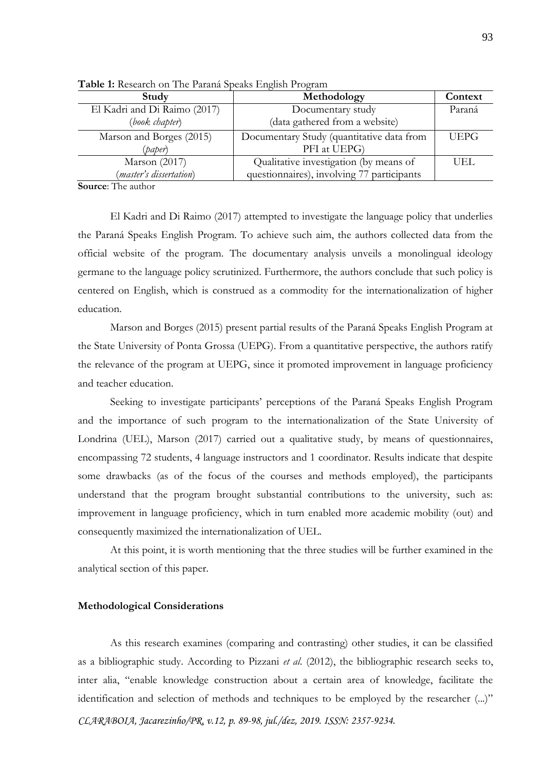**Table 1:** Research on The Paraná Speaks English Program

| Study | Methodology | Context |
|---|---|---|
| El Kadri and Di Raimo (2017) (*book chapter*) | Documentary study (data gathered from a website) | Paraná |
| Marson and Borges (2015) (*paper*) | Documentary Study (quantitative data from PFI at UEPG) | UEPG |
| Marson (2017) (*master's dissertation*) | Qualitative investigation (by means of questionnaires), involving 77 participants | UEL |

**Source**: The author

El Kadri and Di Raimo (2017) attempted to investigate the language policy that underlies the Paraná Speaks English Program. To achieve such aim, the authors collected data from the official website of the program. The documentary analysis unveils a monolingual ideology germane to the language policy scrutinized. Furthermore, the authors conclude that such policy is centered on English, which is construed as a commodity for the internationalization of higher education.

Marson and Borges (2015) present partial results of the Paraná Speaks English Program at the State University of Ponta Grossa (UEPG). From a quantitative perspective, the authors ratify the relevance of the program at UEPG, since it promoted improvement in language proficiency and teacher education.

Seeking to investigate participants' perceptions of the Paraná Speaks English Program and the importance of such program to the internationalization of the State University of Londrina (UEL), Marson (2017) carried out a qualitative study, by means of questionnaires, encompassing 72 students, 4 language instructors and 1 coordinator. Results indicate that despite some drawbacks (as of the focus of the courses and methods employed), the participants understand that the program brought substantial contributions to the university, such as: improvement in language proficiency, which in turn enabled more academic mobility (out) and consequently maximized the internationalization of UEL.

At this point, it is worth mentioning that the three studies will be further examined in the analytical section of this paper.

**Methodological Considerations**

As this research examines (comparing and contrasting) other studies, it can be classified as a bibliographic study. According to Pizzani *et al.* (2012), the bibliographic research seeks to, inter alia, "enable knowledge construction about a certain area of knowledge, facilitate the identification and selection of methods and techniques to be employed by the researcher (...)"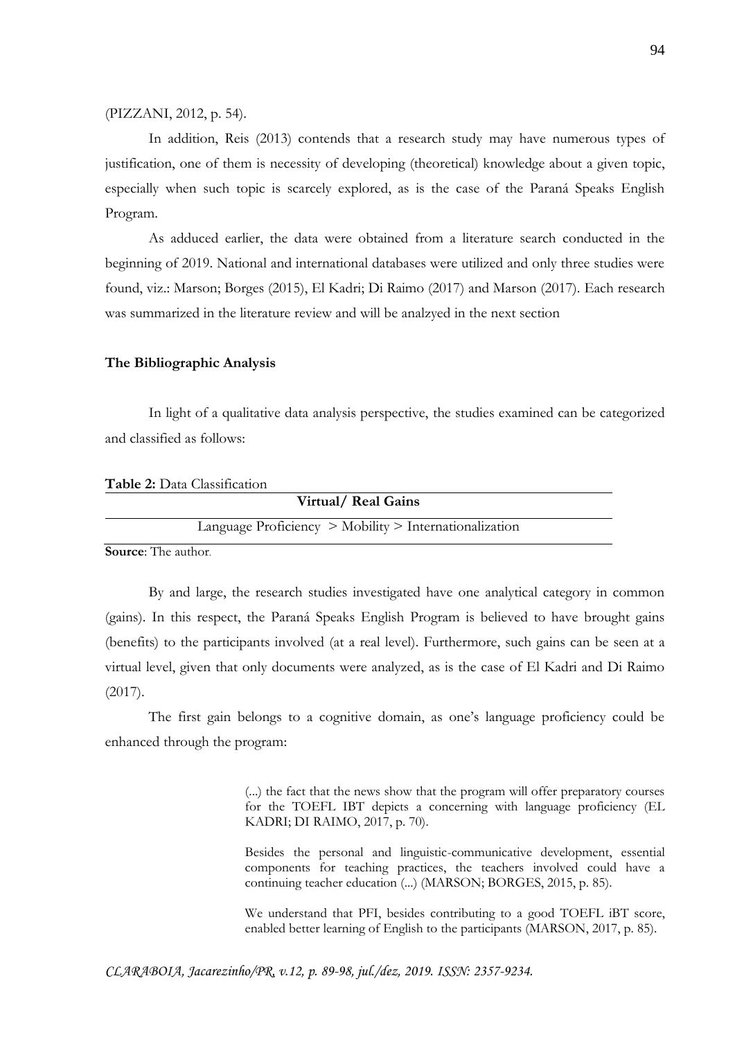(PIZZANI, 2012, p. 54).

In addition, Reis (2013) contends that a research study may have numerous types of justification, one of them is necessity of developing (theoretical) knowledge about a given topic, especially when such topic is scarcely explored, as is the case of the Paraná Speaks English Program.

As adduced earlier, the data were obtained from a literature search conducted in the beginning of 2019. National and international databases were utilized and only three studies were found, viz.: Marson; Borges (2015), El Kadri; Di Raimo (2017) and Marson (2017). Each research was summarized in the literature review and will be analzyed in the next section

### The Bibliographic Analysis

In light of a qualitative data analysis perspective, the studies examined can be categorized and classified as follows:

**Table 2:** Data Classification

| **Virtual/ Real Gains** |
|---|
| Language Proficiency > Mobility > Internationalization |

**Source**: The author.

By and large, the research studies investigated have one analytical category in common (gains). In this respect, the Paraná Speaks English Program is believed to have brought gains (benefits) to the participants involved (at a real level). Furthermore, such gains can be seen at a virtual level, given that only documents were analyzed, as is the case of El Kadri and Di Raimo (2017).

The first gain belongs to a cognitive domain, as one's language proficiency could be enhanced through the program:

> (...) the fact that the news show that the program will offer preparatory courses for the TOEFL IBT depicts a concerning with language proficiency (EL KADRI; DI RAIMO, 2017, p. 70).
>
> Besides the personal and linguistic-communicative development, essential components for teaching practices, the teachers involved could have a continuing teacher education (...) (MARSON; BORGES, 2015, p. 85).
>
> We understand that PFI, besides contributing to a good TOEFL iBT score, enabled better learning of English to the participants (MARSON, 2017, p. 85).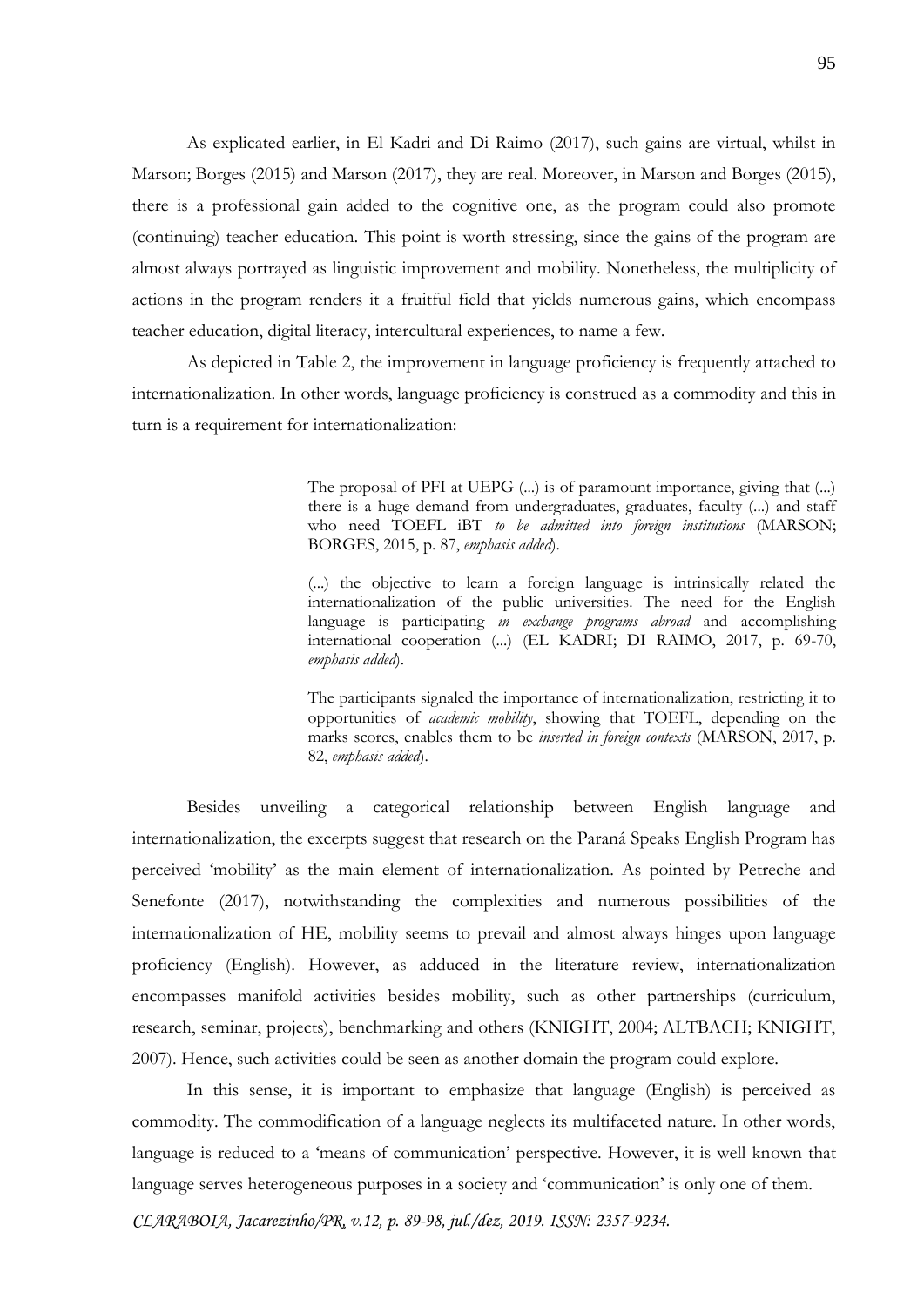As explicated earlier, in El Kadri and Di Raimo (2017), such gains are virtual, whilst in Marson; Borges (2015) and Marson (2017), they are real. Moreover, in Marson and Borges (2015), there is a professional gain added to the cognitive one, as the program could also promote (continuing) teacher education. This point is worth stressing, since the gains of the program are almost always portrayed as linguistic improvement and mobility. Nonetheless, the multiplicity of actions in the program renders it a fruitful field that yields numerous gains, which encompass teacher education, digital literacy, intercultural experiences, to name a few.

As depicted in Table 2, the improvement in language proficiency is frequently attached to internationalization. In other words, language proficiency is construed as a commodity and this in turn is a requirement for internationalization:

> The proposal of PFI at UEPG (...) is of paramount importance, giving that (...) there is a huge demand from undergraduates, graduates, faculty (...) and staff who need TOEFL iBT *to be admitted into foreign institutions* (MARSON; BORGES, 2015, p. 87, *emphasis added*).
>
> (...) the objective to learn a foreign language is intrinsically related the internationalization of the public universities. The need for the English language is participating *in exchange programs abroad* and accomplishing international cooperation (...) (EL KADRI; DI RAIMO, 2017, p. 69-70, *emphasis added*).
>
> The participants signaled the importance of internationalization, restricting it to opportunities of *academic mobility*, showing that TOEFL, depending on the marks scores, enables them to be *inserted in foreign contexts* (MARSON, 2017, p. 82, *emphasis added*).

Besides unveiling a categorical relationship between English language and internationalization, the excerpts suggest that research on the Paraná Speaks English Program has perceived 'mobility' as the main element of internationalization. As pointed by Petreche and Senefonte (2017), notwithstanding the complexities and numerous possibilities of the internationalization of HE, mobility seems to prevail and almost always hinges upon language proficiency (English). However, as adduced in the literature review, internationalization encompasses manifold activities besides mobility, such as other partnerships (curriculum, research, seminar, projects), benchmarking and others (KNIGHT, 2004; ALTBACH; KNIGHT, 2007). Hence, such activities could be seen as another domain the program could explore.

In this sense, it is important to emphasize that language (English) is perceived as commodity. The commodification of a language neglects its multifaceted nature. In other words, language is reduced to a 'means of communication' perspective. However, it is well known that language serves heterogeneous purposes in a society and 'communication' is only one of them.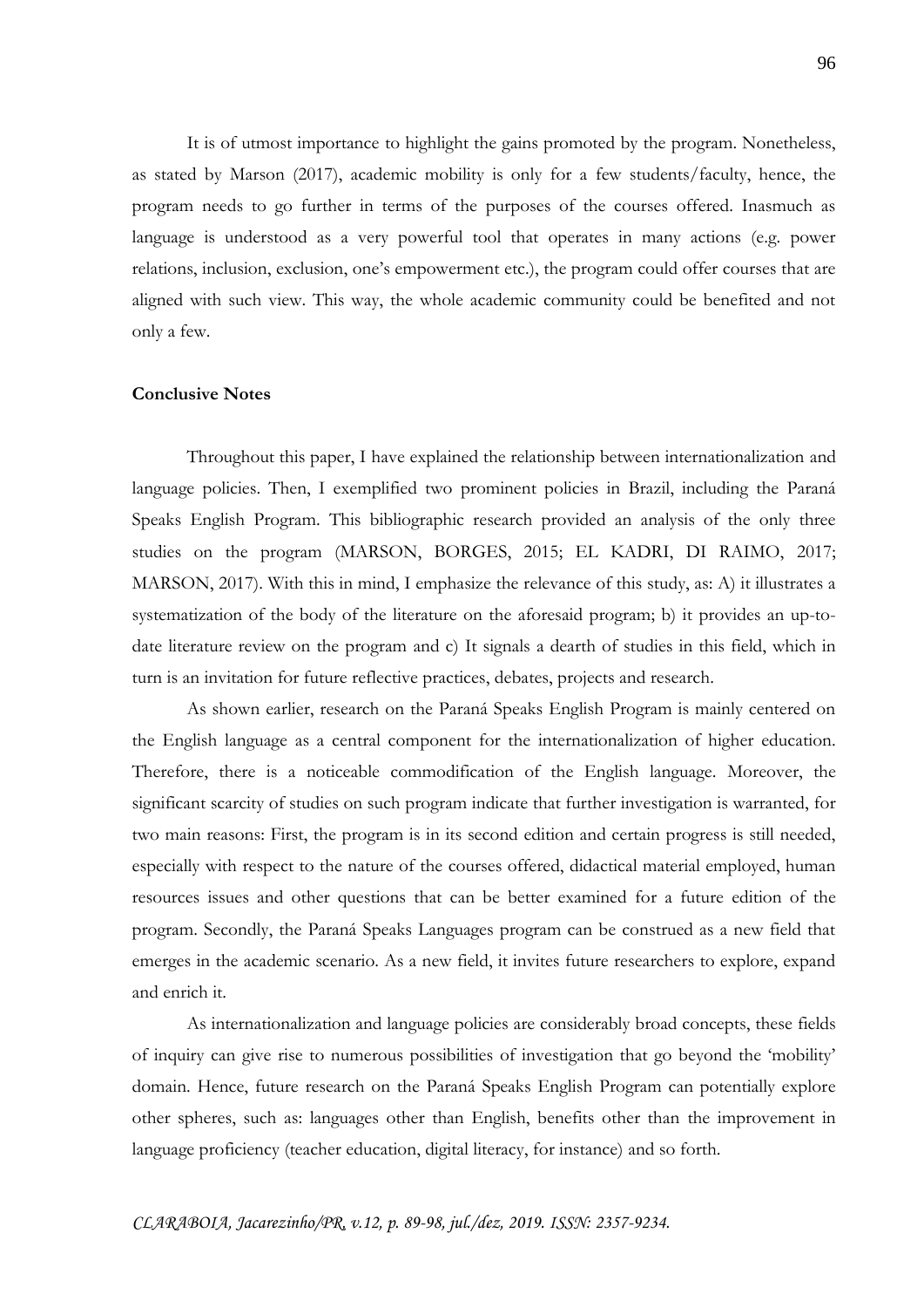It is of utmost importance to highlight the gains promoted by the program. Nonetheless, as stated by Marson (2017), academic mobility is only for a few students/faculty, hence, the program needs to go further in terms of the purposes of the courses offered. Inasmuch as language is understood as a very powerful tool that operates in many actions (e.g. power relations, inclusion, exclusion, one's empowerment etc.), the program could offer courses that are aligned with such view. This way, the whole academic community could be benefited and not only a few.

**Conclusive Notes**

Throughout this paper, I have explained the relationship between internationalization and language policies. Then, I exemplified two prominent policies in Brazil, including the Paraná Speaks English Program. This bibliographic research provided an analysis of the only three studies on the program (MARSON, BORGES, 2015; EL KADRI, DI RAIMO, 2017; MARSON, 2017). With this in mind, I emphasize the relevance of this study, as: A) it illustrates a systematization of the body of the literature on the aforesaid program; b) it provides an up-to-date literature review on the program and c) It signals a dearth of studies in this field, which in turn is an invitation for future reflective practices, debates, projects and research.

As shown earlier, research on the Paraná Speaks English Program is mainly centered on the English language as a central component for the internationalization of higher education. Therefore, there is a noticeable commodification of the English language. Moreover, the significant scarcity of studies on such program indicate that further investigation is warranted, for two main reasons: First, the program is in its second edition and certain progress is still needed, especially with respect to the nature of the courses offered, didactical material employed, human resources issues and other questions that can be better examined for a future edition of the program. Secondly, the Paraná Speaks Languages program can be construed as a new field that emerges in the academic scenario. As a new field, it invites future researchers to explore, expand and enrich it.

As internationalization and language policies are considerably broad concepts, these fields of inquiry can give rise to numerous possibilities of investigation that go beyond the 'mobility' domain. Hence, future research on the Paraná Speaks English Program can potentially explore other spheres, such as: languages other than English, benefits other than the improvement in language proficiency (teacher education, digital literacy, for instance) and so forth.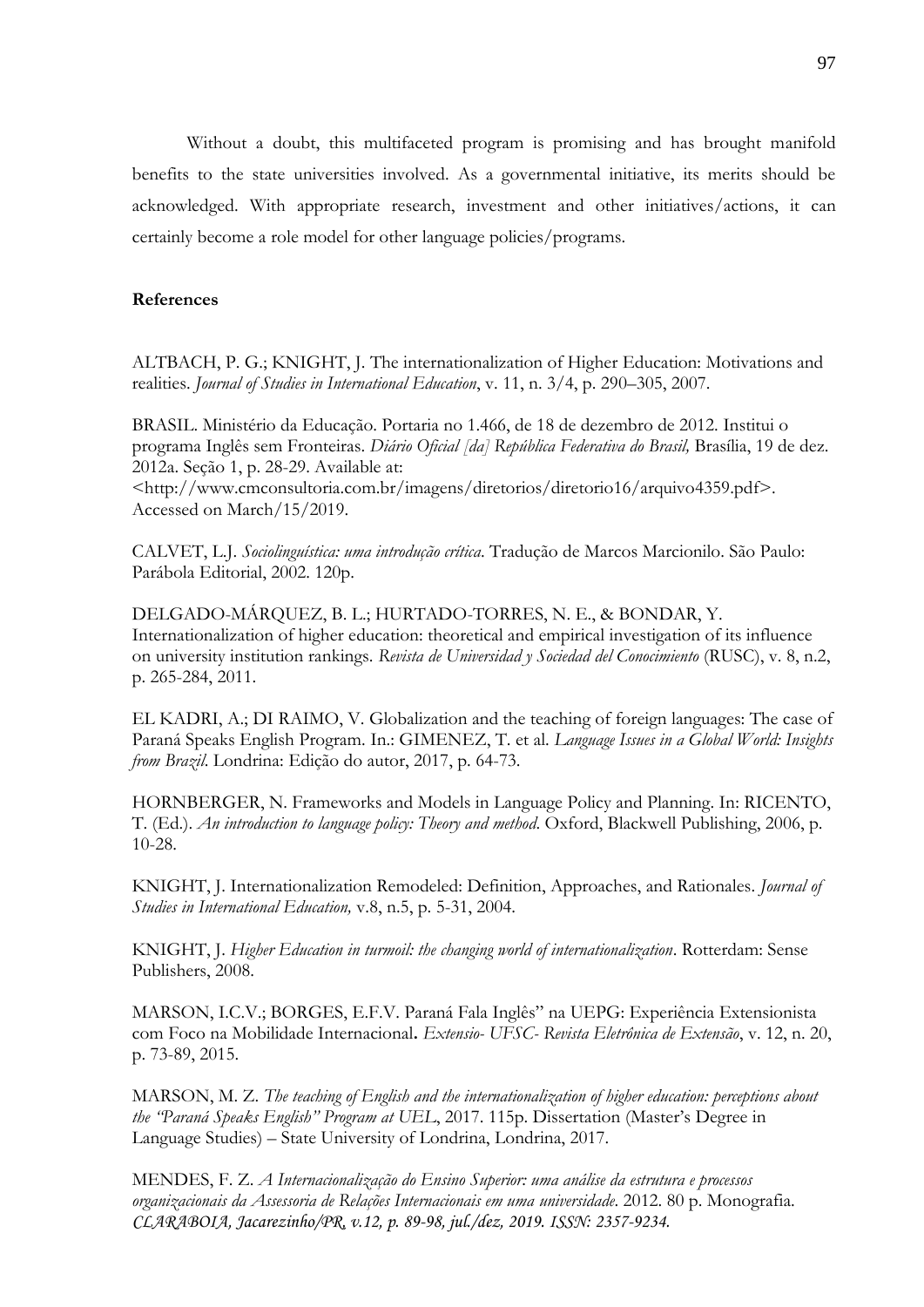Without a doubt, this multifaceted program is promising and has brought manifold benefits to the state universities involved. As a governmental initiative, its merits should be acknowledged. With appropriate research, investment and other initiatives/actions, it can certainly become a role model for other language policies/programs.

**References**

ALTBACH, P. G.; KNIGHT, J. The internationalization of Higher Education: Motivations and realities. *Journal of Studies in International Education*, v. 11, n. 3/4, p. 290–305, 2007.

BRASIL. Ministério da Educação. Portaria no 1.466, de 18 de dezembro de 2012. Institui o programa Inglês sem Fronteiras. *Diário Oficial [da] República Federativa do Brasil,* Brasília, 19 de dez. 2012a. Seção 1, p. 28-29. Available at: <http://www.cmconsultoria.com.br/imagens/diretorios/diretorio16/arquivo4359.pdf>. Accessed on March/15/2019.

CALVET, L.J. *Sociolinguística: uma introdução crítica*. Tradução de Marcos Marcionilo. São Paulo: Parábola Editorial, 2002. 120p.

DELGADO-MÁRQUEZ, B. L.; HURTADO-TORRES, N. E., & BONDAR, Y. Internationalization of higher education: theoretical and empirical investigation of its influence on university institution rankings. *Revista de Universidad y Sociedad del Conocimiento* (RUSC), v. 8, n.2, p. 265-284, 2011.

EL KADRI, A.; DI RAIMO, V. Globalization and the teaching of foreign languages: The case of Paraná Speaks English Program. In.: GIMENEZ, T. et al. *Language Issues in a Global World: Insights from Brazil*. Londrina: Edição do autor, 2017, p. 64-73.

HORNBERGER, N. Frameworks and Models in Language Policy and Planning. In: RICENTO, T. (Ed.). *An introduction to language policy: Theory and method.* Oxford, Blackwell Publishing, 2006, p. 10-28.

KNIGHT, J. Internationalization Remodeled: Definition, Approaches, and Rationales. *Journal of Studies in International Education,* v.8, n.5, p. 5-31, 2004.

KNIGHT, J. *Higher Education in turmoil: the changing world of internationalization*. Rotterdam: Sense Publishers, 2008.

MARSON, I.C.V.; BORGES, E.F.V. Paraná Fala Inglês" na UEPG: Experiência Extensionista com Foco na Mobilidade Internacional**.** *Extensio- UFSC- Revista Eletrônica de Extensão*, v. 12, n. 20, p. 73-89, 2015.

MARSON, M. Z. *The teaching of English and the internationalization of higher education: perceptions about the "Paraná Speaks English" Program at UEL*, 2017. 115p. Dissertation (Master's Degree in Language Studies) – State University of Londrina, Londrina, 2017.

MENDES, F. Z. *A Internacionalização do Ensino Superior: uma análise da estrutura e processos organizacionais da Assessoria de Relações Internacionais em uma universidade*. 2012. 80 p. Monografia.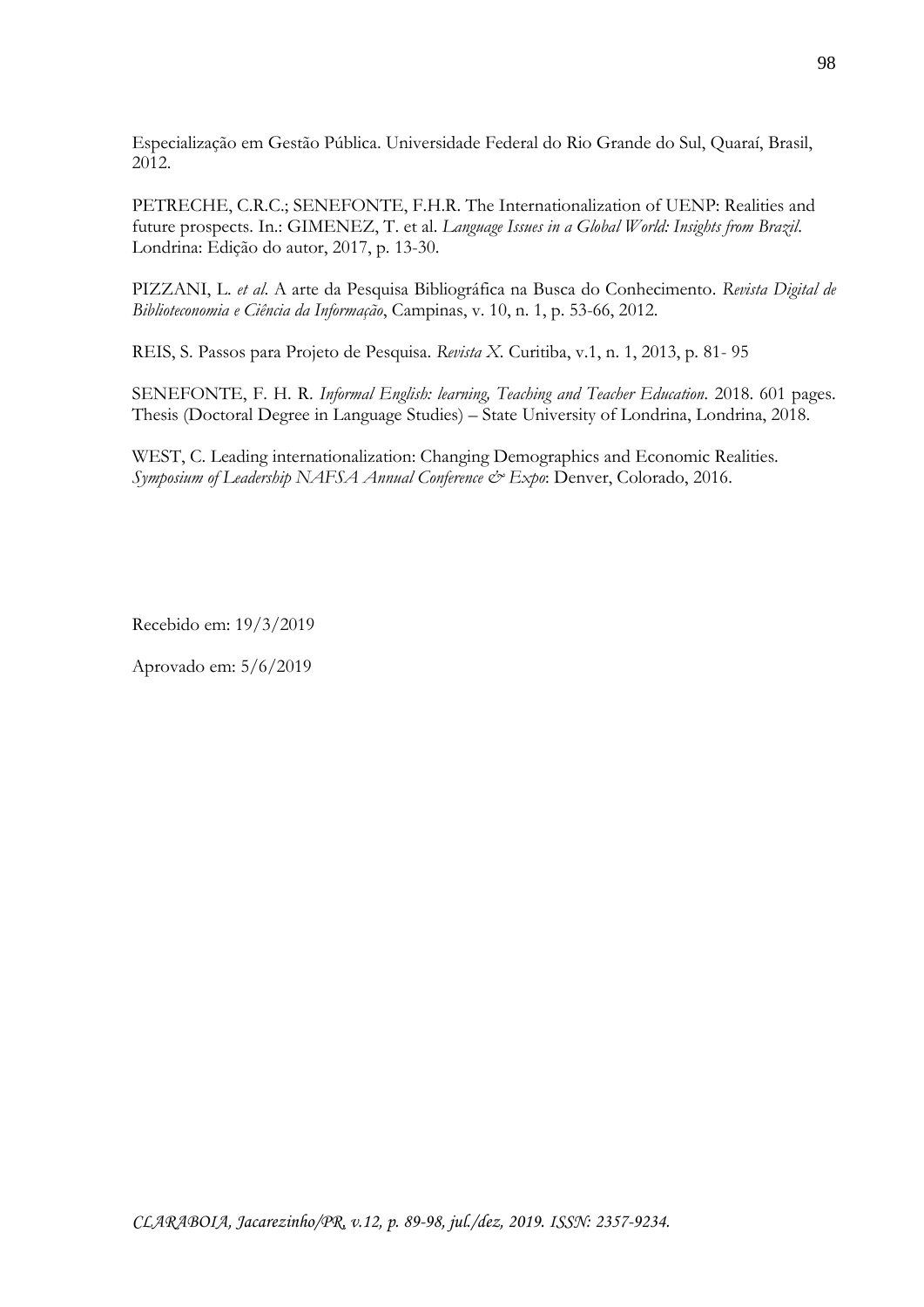Especialização em Gestão Pública. Universidade Federal do Rio Grande do Sul, Quaraí, Brasil, 2012.

PETRECHE, C.R.C.; SENEFONTE, F.H.R. The Internationalization of UENP: Realities and future prospects. In.: GIMENEZ, T. et al. *Language Issues in a Global World: Insights from Brazil*. Londrina: Edição do autor, 2017, p. 13-30.

PIZZANI, L. *et al*. A arte da Pesquisa Bibliográfica na Busca do Conhecimento. *Revista Digital de Biblioteconomia e Ciência da Informação*, Campinas, v. 10, n. 1, p. 53-66, 2012.

REIS, S. Passos para Projeto de Pesquisa. *Revista X*. Curitiba, v.1, n. 1, 2013, p. 81- 95

SENEFONTE, F. H. R. *Informal English: learning, Teaching and Teacher Education*. 2018. 601 pages. Thesis (Doctoral Degree in Language Studies) – State University of Londrina, Londrina, 2018.

WEST, C. Leading internationalization: Changing Demographics and Economic Realities. *Symposium of Leadership NAFSA Annual Conference & Expo*: Denver, Colorado, 2016.

Recebido em: 19/3/2019

Aprovado em: 5/6/2019